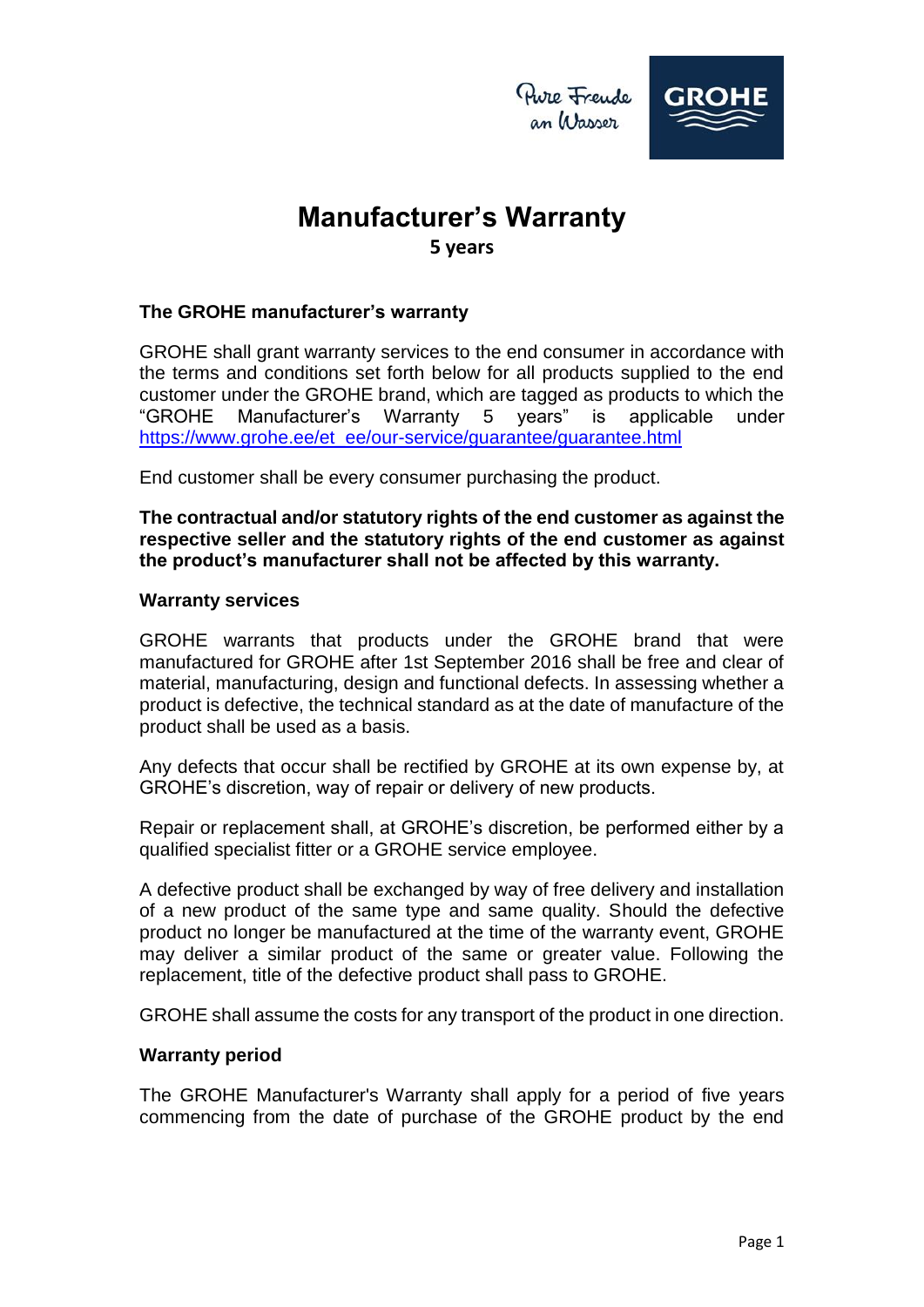# Manufacturer's Warranty

**5 years**

### The GROHE manufacturer's warranty

GROHE shall grant warranty services to the end consumer in accordance with the terms and conditions set forth below for all products supplied to the end customer under the GROHE brand, which are tagged as products to which the "GROHE Manufacturer's Warranty 5 years" is applicable under https://www.grohe.ee/et_ee/our-service/guarantee/guarantee.html

End customer shall be every consumer purchasing the product.

**The contractual and/or statutory rights of the end customer as against the respective seller and the statutory rights of the end customer as against the product's manufacturer shall not be affected by this warranty.**

### Warranty services

GROHE warrants that products under the GROHE brand that were manufactured for GROHE after 1st September 2016 shall be free and clear of material, manufacturing, design and functional defects. In assessing whether a product is defective, the technical standard as at the date of manufacture of the product shall be used as a basis.

Any defects that occur shall be rectified by GROHE at its own expense by, at GROHE's discretion, way of repair or delivery of new products.

Repair or replacement shall, at GROHE's discretion, be performed either by a qualified specialist fitter or a GROHE service employee.

A defective product shall be exchanged by way of free delivery and installation of a new product of the same type and same quality. Should the defective product no longer be manufactured at the time of the warranty event, GROHE may deliver a similar product of the same or greater value. Following the replacement, title of the defective product shall pass to GROHE.

GROHE shall assume the costs for any transport of the product in one direction.

### Warranty period

The GROHE Manufacturer's Warranty shall apply for a period of five years commencing from the date of purchase of the GROHE product by the end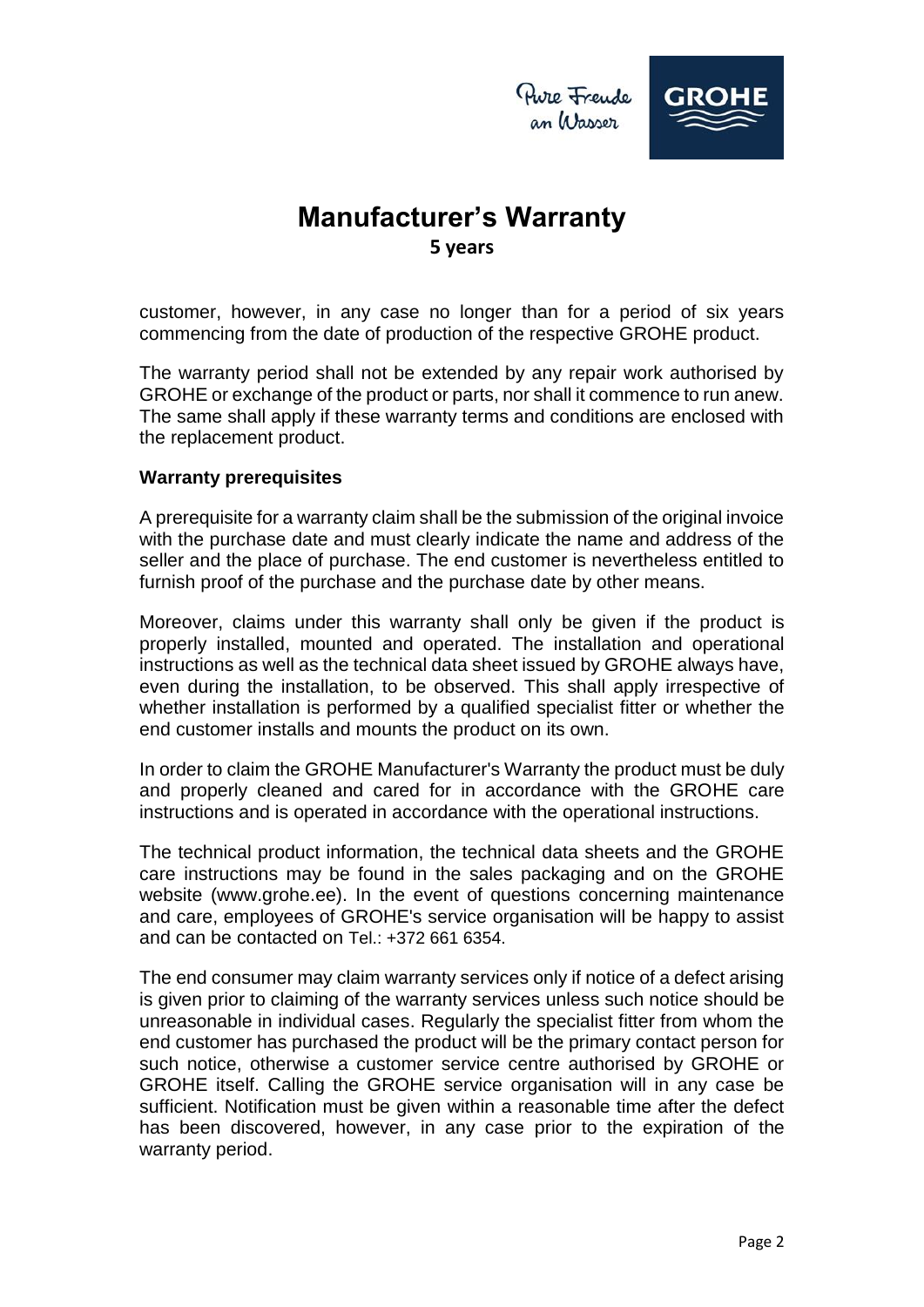# Manufacturer's Warranty

**5 years**

customer, however, in any case no longer than for a period of six years commencing from the date of production of the respective GROHE product.

The warranty period shall not be extended by any repair work authorised by GROHE or exchange of the product or parts, nor shall it commence to run anew. The same shall apply if these warranty terms and conditions are enclosed with the replacement product.

**Warranty prerequisites**

A prerequisite for a warranty claim shall be the submission of the original invoice with the purchase date and must clearly indicate the name and address of the seller and the place of purchase. The end customer is nevertheless entitled to furnish proof of the purchase and the purchase date by other means.

Moreover, claims under this warranty shall only be given if the product is properly installed, mounted and operated. The installation and operational instructions as well as the technical data sheet issued by GROHE always have, even during the installation, to be observed. This shall apply irrespective of whether installation is performed by a qualified specialist fitter or whether the end customer installs and mounts the product on its own.

In order to claim the GROHE Manufacturer's Warranty the product must be duly and properly cleaned and cared for in accordance with the GROHE care instructions and is operated in accordance with the operational instructions.

The technical product information, the technical data sheets and the GROHE care instructions may be found in the sales packaging and on the GROHE website (www.grohe.ee). In the event of questions concerning maintenance and care, employees of GROHE's service organisation will be happy to assist and can be contacted on Tel.: +372 661 6354.

The end consumer may claim warranty services only if notice of a defect arising is given prior to claiming of the warranty services unless such notice should be unreasonable in individual cases. Regularly the specialist fitter from whom the end customer has purchased the product will be the primary contact person for such notice, otherwise a customer service centre authorised by GROHE or GROHE itself. Calling the GROHE service organisation will in any case be sufficient. Notification must be given within a reasonable time after the defect has been discovered, however, in any case prior to the expiration of the warranty period.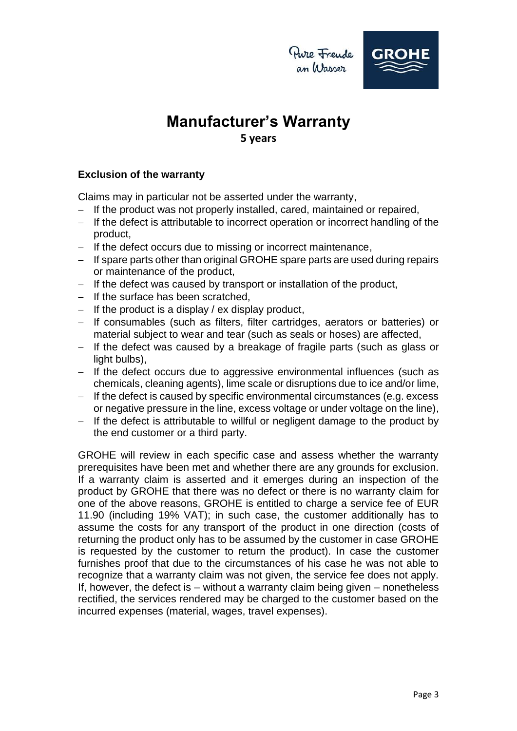# Manufacturer's Warranty

**5 years**

### Exclusion of the warranty

Claims may in particular not be asserted under the warranty,

- If the product was not properly installed, cared, maintained or repaired,
- If the defect is attributable to incorrect operation or incorrect handling of the product,
- If the defect occurs due to missing or incorrect maintenance,
- If spare parts other than original GROHE spare parts are used during repairs or maintenance of the product,
- If the defect was caused by transport or installation of the product,
- If the surface has been scratched,
- If the product is a display / ex display product,
- If consumables (such as filters, filter cartridges, aerators or batteries) or material subject to wear and tear (such as seals or hoses) are affected,
- If the defect was caused by a breakage of fragile parts (such as glass or light bulbs),
- If the defect occurs due to aggressive environmental influences (such as chemicals, cleaning agents), lime scale or disruptions due to ice and/or lime,
- If the defect is caused by specific environmental circumstances (e.g. excess or negative pressure in the line, excess voltage or under voltage on the line),
- If the defect is attributable to willful or negligent damage to the product by the end customer or a third party.

GROHE will review in each specific case and assess whether the warranty prerequisites have been met and whether there are any grounds for exclusion. If a warranty claim is asserted and it emerges during an inspection of the product by GROHE that there was no defect or there is no warranty claim for one of the above reasons, GROHE is entitled to charge a service fee of EUR 11.90 (including 19% VAT); in such case, the customer additionally has to assume the costs for any transport of the product in one direction (costs of returning the product only has to be assumed by the customer in case GROHE is requested by the customer to return the product). In case the customer furnishes proof that due to the circumstances of his case he was not able to recognize that a warranty claim was not given, the service fee does not apply. If, however, the defect is – without a warranty claim being given – nonetheless rectified, the services rendered may be charged to the customer based on the incurred expenses (material, wages, travel expenses).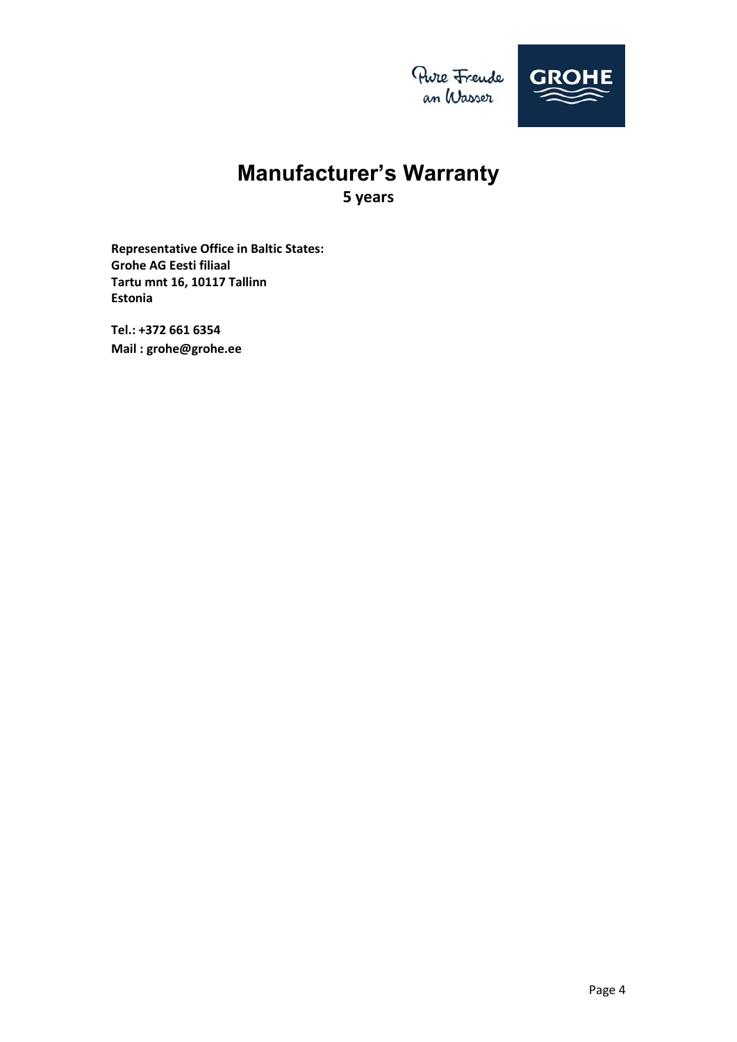# Manufacturer's Warranty

**5 years**

**Representative Office in Baltic States:**
**Grohe AG Eesti filiaal**
**Tartu mnt 16, 10117 Tallinn**
**Estonia**

**Tel.: +372 661 6354**
**Mail : grohe@grohe.ee**